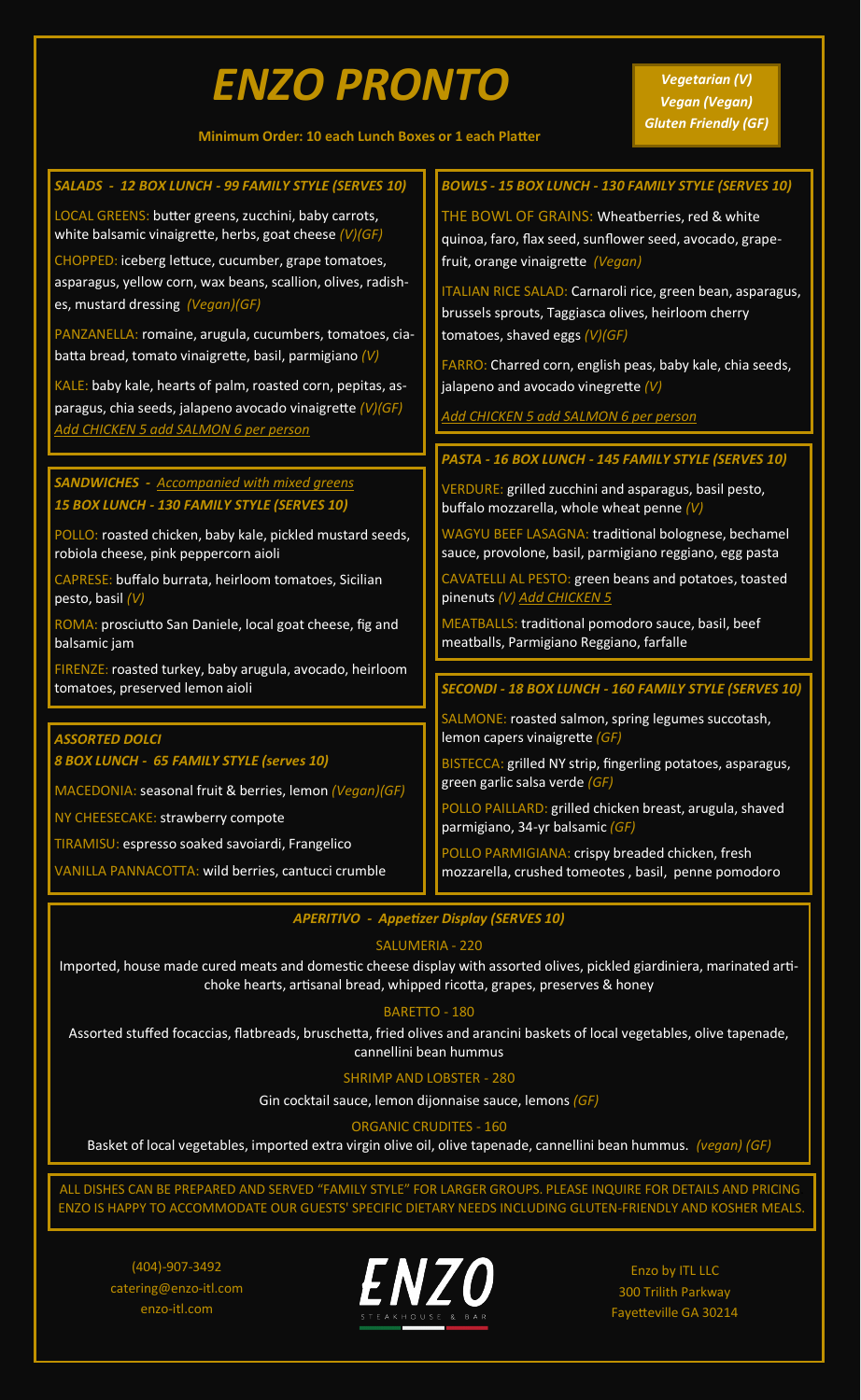# *ENZO PRONTO*

**Minimum Order: 10 each Lunch Boxes or 1 each Platter**

*Vegetarian (V)*
*Vegan (Vegan)*
*Gluten Friendly (GF)*

### *SALADS - 12 BOX LUNCH - 99 FAMILY STYLE (SERVES 10)*

LOCAL GREENS: butter greens, zucchini, baby carrots, white balsamic vinaigrette, herbs, goat cheese *(V)(GF)*

CHOPPED: iceberg lettuce, cucumber, grape tomatoes, asparagus, yellow corn, wax beans, scallion, olives, radishes, mustard dressing *(Vegan)(GF)*

PANZANELLA: romaine, arugula, cucumbers, tomatoes, ciabatta bread, tomato vinaigrette, basil, parmigiano *(V)*

KALE: baby kale, hearts of palm, roasted corn, pepitas, asparagus, chia seeds, jalapeno avocado vinaigrette *(V)(GF)*
*Add CHICKEN 5 add SALMON 6 per person*

### *SANDWICHES - Accompanied with mixed greens*
### *15 BOX LUNCH - 130 FAMILY STYLE (SERVES 10)*

POLLO: roasted chicken, baby kale, pickled mustard seeds, robiola cheese, pink peppercorn aioli

CAPRESE: buffalo burrata, heirloom tomatoes, Sicilian pesto, basil *(V)*

ROMA: prosciutto San Daniele, local goat cheese, fig and balsamic jam

FIRENZE: roasted turkey, baby arugula, avocado, heirloom tomatoes, preserved lemon aioli

### *ASSORTED DOLCI*
### *8 BOX LUNCH - 65 FAMILY STYLE (serves 10)*

MACEDONIA: seasonal fruit & berries, lemon *(Vegan)(GF)*

NY CHEESECAKE: strawberry compote

TIRAMISU: espresso soaked savoiardi, Frangelico

VANILLA PANNACOTTA: wild berries, cantucci crumble

### *BOWLS - 15 BOX LUNCH - 130 FAMILY STYLE (SERVES 10)*

THE BOWL OF GRAINS: Wheatberries, red & white quinoa, faro, flax seed, sunflower seed, avocado, grapefruit, orange vinaigrette *(Vegan)*

ITALIAN RICE SALAD: Carnaroli rice, green bean, asparagus, brussels sprouts, Taggiasca olives, heirloom cherry tomatoes, shaved eggs *(V)(GF)*

FARRO: Charred corn, english peas, baby kale, chia seeds, jalapeno and avocado vinegrette *(V)*

*Add CHICKEN 5 add SALMON 6 per person*

### *PASTA - 16 BOX LUNCH - 145 FAMILY STYLE (SERVES 10)*

VERDURE: grilled zucchini and asparagus, basil pesto, buffalo mozzarella, whole wheat penne *(V)*

WAGYU BEEF LASAGNA: traditional bolognese, bechamel sauce, provolone, basil, parmigiano reggiano, egg pasta

CAVATELLI AL PESTO: green beans and potatoes, toasted pinenuts *(V) Add CHICKEN 5*

MEATBALLS: traditional pomodoro sauce, basil, beef meatballs, Parmigiano Reggiano, farfalle

### *SECONDI - 18 BOX LUNCH - 160 FAMILY STYLE (SERVES 10)*

SALMONE: roasted salmon, spring legumes succotash, lemon capers vinaigrette *(GF)*

BISTECCA: grilled NY strip, fingerling potatoes, asparagus, green garlic salsa verde *(GF)*

POLLO PAILLARD: grilled chicken breast, arugula, shaved parmigiano, 34-yr balsamic *(GF)*

POLLO PARMIGIANA: crispy breaded chicken, fresh mozzarella, crushed tomeotes , basil, penne pomodoro

### *APERITIVO - Appetizer Display (SERVES 10)*

SALUMERIA - 220

Imported, house made cured meats and domestic cheese display with assorted olives, pickled giardiniera, marinated artichoke hearts, artisanal bread, whipped ricotta, grapes, preserves & honey

BARETTO - 180

Assorted stuffed focaccias, flatbreads, bruschetta, fried olives and arancini baskets of local vegetables, olive tapenade, cannellini bean hummus

SHRIMP AND LOBSTER - 280

Gin cocktail sauce, lemon dijonnaise sauce, lemons *(GF)*

ORGANIC CRUDITES - 160

Basket of local vegetables, imported extra virgin olive oil, olive tapenade, cannellini bean hummus. *(vegan) (GF)*

ALL DISHES CAN BE PREPARED AND SERVED "FAMILY STYLE" FOR LARGER GROUPS. PLEASE INQUIRE FOR DETAILS AND PRICING
ENZO IS HAPPY TO ACCOMMODATE OUR GUESTS' SPECIFIC DIETARY NEEDS INCLUDING GLUTEN-FRIENDLY AND KOSHER MEALS.

(404)-907-3492
catering@enzo-itl.com
enzo-itl.com

ENZO
STEAKHOUSE & BAR

Enzo by ITL LLC
300 Trilith Parkway
Fayetteville GA 30214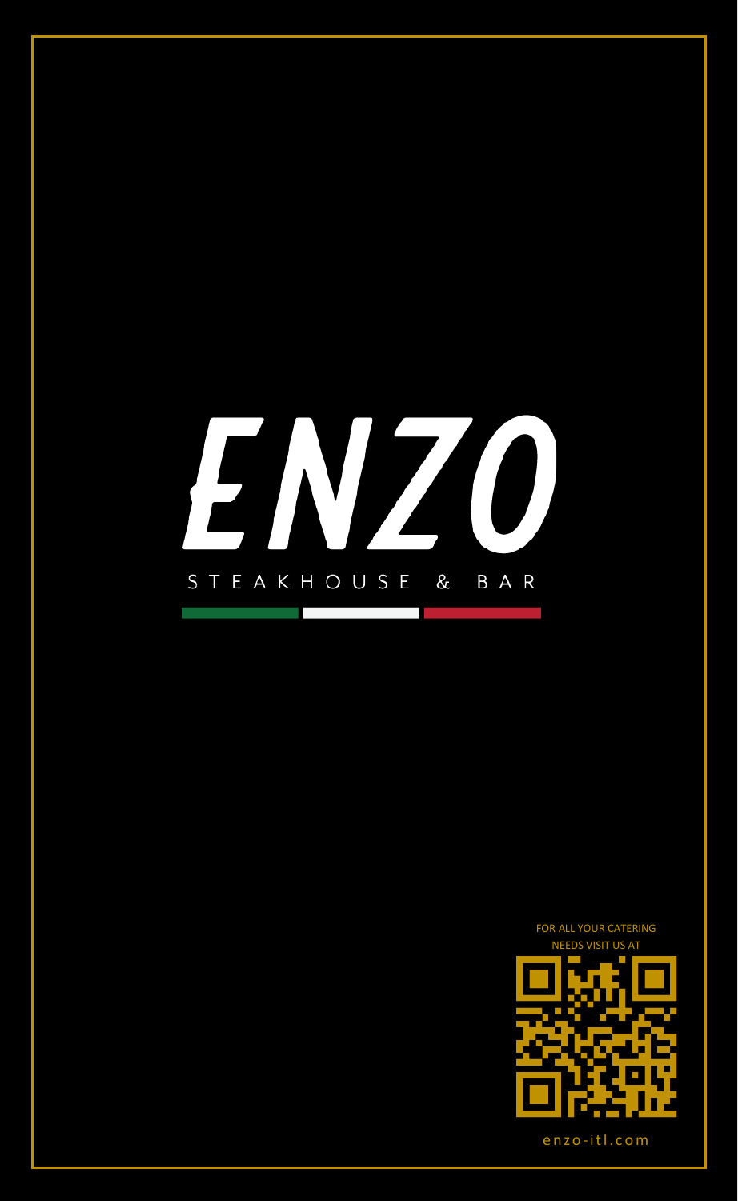# ENZO

STEAKHOUSE & BAR

FOR ALL YOUR CATERING NEEDS VISIT US AT

enzo-itl.com